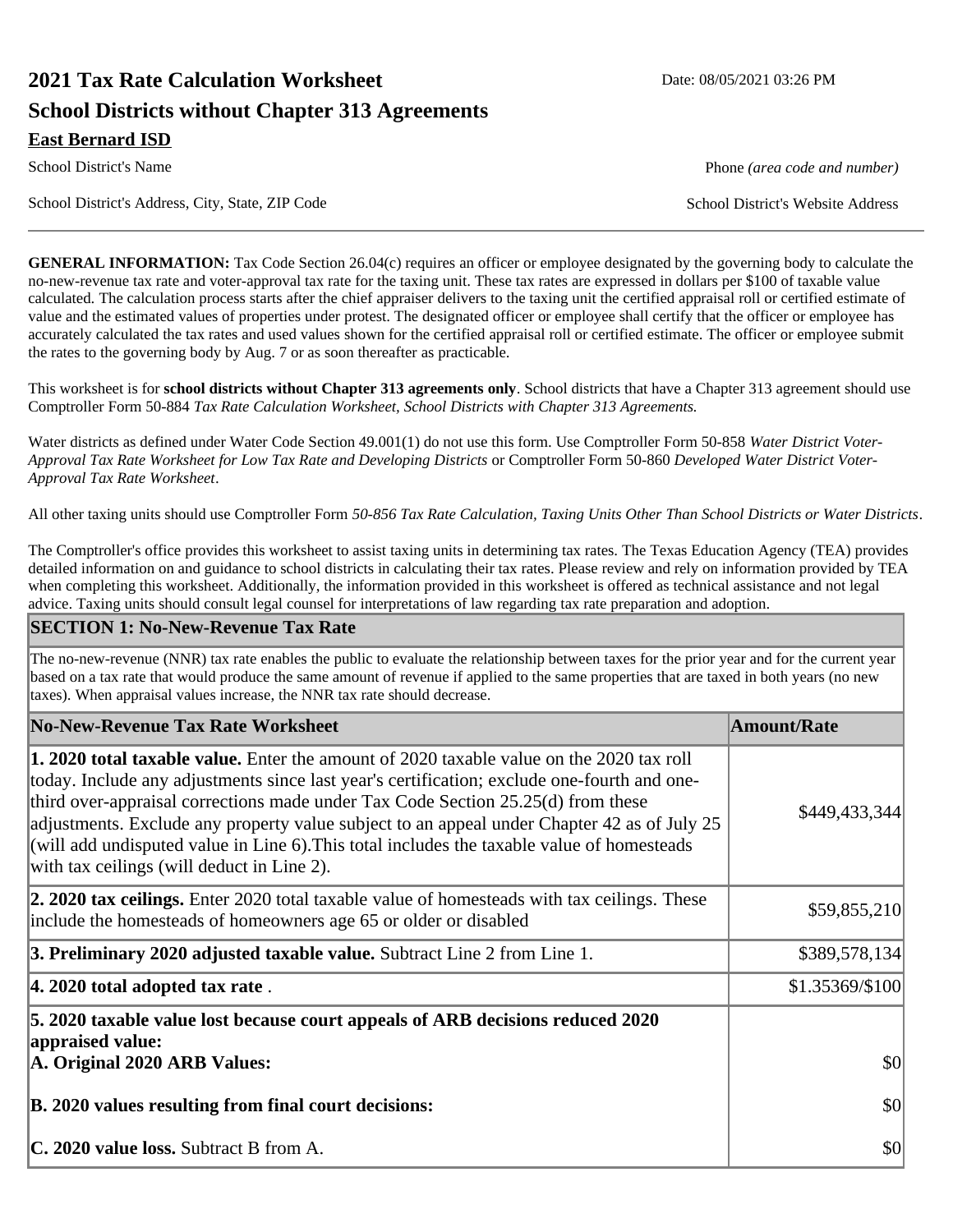# 2021 Tax Rate Calculation Worksheet

Date: 08/05/2021 03:26 PM

## School Districts without Chapter 313 Agreements

**East Bernard ISD**

School District's Name

Phone *(area code and number)*

School District's Address, City, State, ZIP Code

School District's Website Address

---

**GENERAL INFORMATION:** Tax Code Section 26.04(c) requires an officer or employee designated by the governing body to calculate the no-new-revenue tax rate and voter-approval tax rate for the taxing unit. These tax rates are expressed in dollars per $100 of taxable value calculated. The calculation process starts after the chief appraiser delivers to the taxing unit the certified appraisal roll or certified estimate of value and the estimated values of properties under protest. The designated officer or employee shall certify that the officer or employee has accurately calculated the tax rates and used values shown for the certified appraisal roll or certified estimate. The officer or employee submit the rates to the governing body by Aug. 7 or as soon thereafter as practicable.

This worksheet is for **school districts without Chapter 313 agreements only**. School districts that have a Chapter 313 agreement should use Comptroller Form 50-884 *Tax Rate Calculation Worksheet, School Districts with Chapter 313 Agreements.*

Water districts as defined under Water Code Section 49.001(1) do not use this form. Use Comptroller Form 50-858 *Water District Voter-Approval Tax Rate Worksheet for Low Tax Rate and Developing Districts* or Comptroller Form 50-860 *Developed Water District Voter-Approval Tax Rate Worksheet*.

All other taxing units should use Comptroller Form *50-856 Tax Rate Calculation, Taxing Units Other Than School Districts or Water Districts*.

The Comptroller's office provides this worksheet to assist taxing units in determining tax rates. The Texas Education Agency (TEA) provides detailed information on and guidance to school districts in calculating their tax rates. Please review and rely on information provided by TEA when completing this worksheet. Additionally, the information provided in this worksheet is offered as technical assistance and not legal advice. Taxing units should consult legal counsel for interpretations of law regarding tax rate preparation and adoption.

### SECTION 1: No-New-Revenue Tax Rate

The no-new-revenue (NNR) tax rate enables the public to evaluate the relationship between taxes for the prior year and for the current year based on a tax rate that would produce the same amount of revenue if applied to the same properties that are taxed in both years (no new taxes). When appraisal values increase, the NNR tax rate should decrease.

| No-New-Revenue Tax Rate Worksheet | Amount/Rate |
|---|---|
| **1. 2020 total taxable value.** Enter the amount of 2020 taxable value on the 2020 tax roll today. Include any adjustments since last year's certification; exclude one-fourth and one-third over-appraisal corrections made under Tax Code Section 25.25(d) from these adjustments. Exclude any property value subject to an appeal under Chapter 42 as of July 25 (will add undisputed value in Line 6).This total includes the taxable value of homesteads with tax ceilings (will deduct in Line 2). | $449,433,344 |
| **2. 2020 tax ceilings.** Enter 2020 total taxable value of homesteads with tax ceilings. These include the homesteads of homeowners age 65 or older or disabled | $59,855,210 |
| **3. Preliminary 2020 adjusted taxable value.** Subtract Line 2 from Line 1. | $389,578,134 |
| **4. 2020 total adopted tax rate** . | $1.35369/$100 |
| **5. 2020 taxable value lost because court appeals of ARB decisions reduced 2020 appraised value:** | |
| **A. Original 2020 ARB Values:** | $0 |
| **B. 2020 values resulting from final court decisions:** | $0 |
| **C. 2020 value loss.** Subtract B from A. | $0 |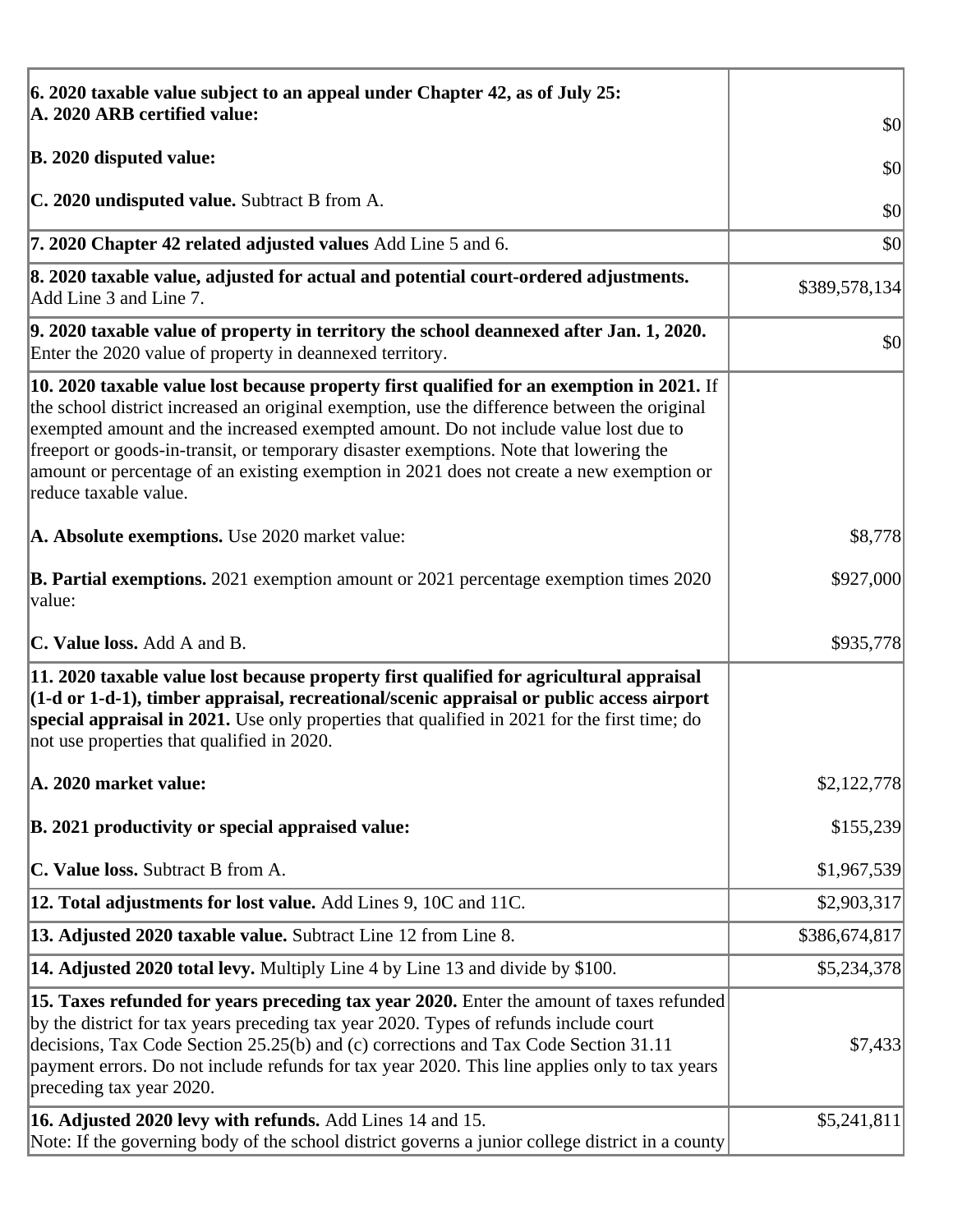| | |
|---|---|
| **6. 2020 taxable value subject to an appeal under Chapter 42, as of July 25:**<br>**A. 2020 ARB certified value:** | $0 |
| **B. 2020 disputed value:** | $0 |
| **C. 2020 undisputed value.** Subtract B from A. | $0 |
| **7. 2020 Chapter 42 related adjusted values** Add Line 5 and 6. | $0 |
| **8. 2020 taxable value, adjusted for actual and potential court-ordered adjustments.** Add Line 3 and Line 7. | $389,578,134 |
| **9. 2020 taxable value of property in territory the school deannexed after Jan. 1, 2020.** Enter the 2020 value of property in deannexed territory. | $0 |
| **10. 2020 taxable value lost because property first qualified for an exemption in 2021.** If the school district increased an original exemption, use the difference between the original exempted amount and the increased exempted amount. Do not include value lost due to freeport or goods-in-transit, or temporary disaster exemptions. Note that lowering the amount or percentage of an existing exemption in 2021 does not create a new exemption or reduce taxable value. | |
| **A. Absolute exemptions.** Use 2020 market value: | $8,778 |
| **B. Partial exemptions.** 2021 exemption amount or 2021 percentage exemption times 2020 value: | $927,000 |
| **C. Value loss.** Add A and B. | $935,778 |
| **11. 2020 taxable value lost because property first qualified for agricultural appraisal (1-d or 1-d-1), timber appraisal, recreational/scenic appraisal or public access airport special appraisal in 2021.** Use only properties that qualified in 2021 for the first time; do not use properties that qualified in 2020. | |
| **A. 2020 market value:** | $2,122,778 |
| **B. 2021 productivity or special appraised value:** | $155,239 |
| **C. Value loss.** Subtract B from A. | $1,967,539 |
| **12. Total adjustments for lost value.** Add Lines 9, 10C and 11C. | $2,903,317 |
| **13. Adjusted 2020 taxable value.** Subtract Line 12 from Line 8. | $386,674,817 |
| **14. Adjusted 2020 total levy.** Multiply Line 4 by Line 13 and divide by $100. | $5,234,378 |
| **15. Taxes refunded for years preceding tax year 2020.** Enter the amount of taxes refunded by the district for tax years preceding tax year 2020. Types of refunds include court decisions, Tax Code Section 25.25(b) and (c) corrections and Tax Code Section 31.11 payment errors. Do not include refunds for tax year 2020. This line applies only to tax years preceding tax year 2020. | $7,433 |
| **16. Adjusted 2020 levy with refunds.** Add Lines 14 and 15.<br>Note: If the governing body of the school district governs a junior college district in a county | $5,241,811 |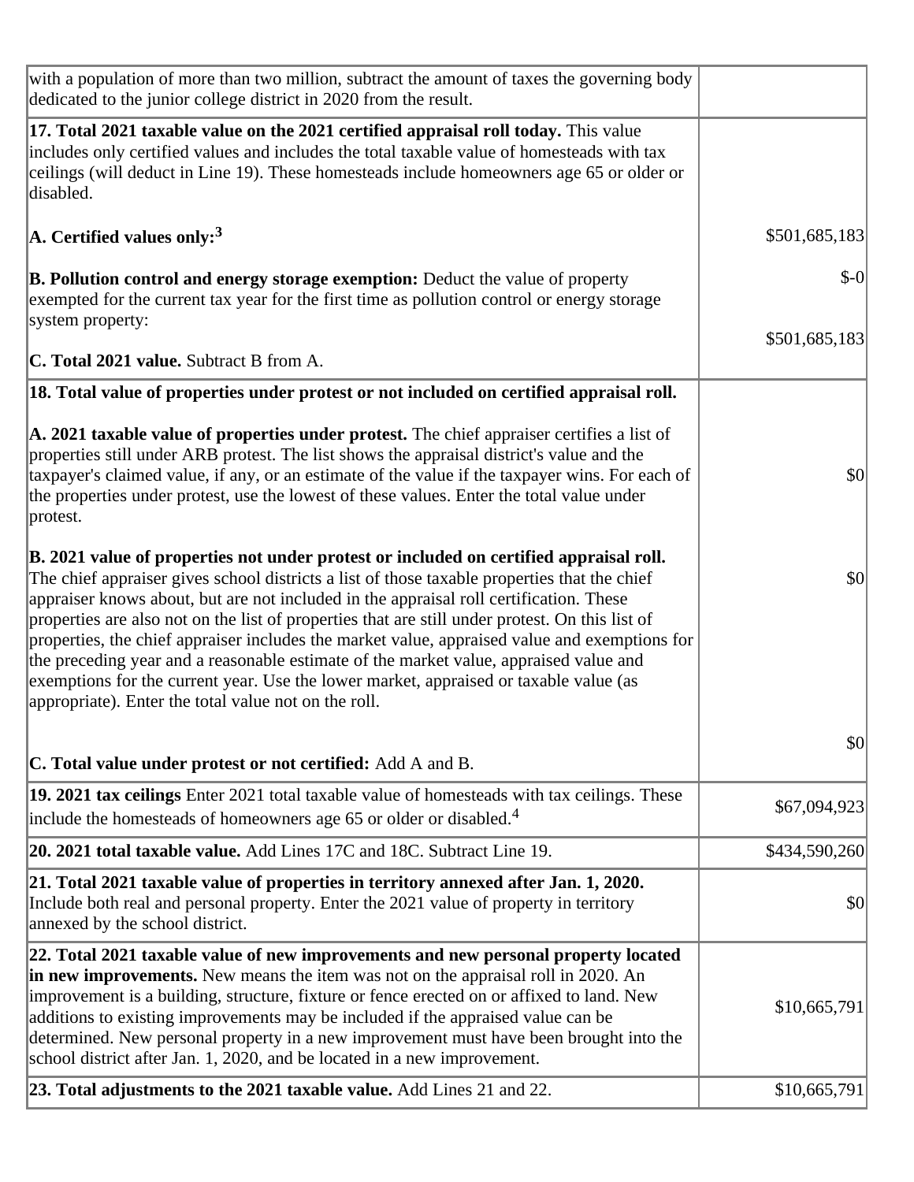| | |
|---|---|
| with a population of more than two million, subtract the amount of taxes the governing body dedicated to the junior college district in 2020 from the result. | |
| **17. Total 2021 taxable value on the 2021 certified appraisal roll today.** This value includes only certified values and includes the total taxable value of homesteads with tax ceilings (will deduct in Line 19). These homesteads include homeowners age 65 or older or disabled.<br><br>**A. Certified values only:**[3]<br><br>**B. Pollution control and energy storage exemption:** Deduct the value of property exempted for the current tax year for the first time as pollution control or energy storage system property:<br><br>**C. Total 2021 value.** Subtract B from A. | <br><br><br><br>$501,685,183<br><br>$-0<br><br><br>$501,685,183 |
| **18. Total value of properties under protest or not included on certified appraisal roll.**<br><br>**A. 2021 taxable value of properties under protest.** The chief appraiser certifies a list of properties still under ARB protest. The list shows the appraisal district's value and the taxpayer's claimed value, if any, or an estimate of the value if the taxpayer wins. For each of the properties under protest, use the lowest of these values. Enter the total value under protest.<br><br>**B. 2021 value of properties not under protest or included on certified appraisal roll.** The chief appraiser gives school districts a list of those taxable properties that the chief appraiser knows about, but are not included in the appraisal roll certification. These properties are also not on the list of properties that are still under protest. On this list of properties, the chief appraiser includes the market value, appraised value and exemptions for the preceding year and a reasonable estimate of the market value, appraised value and exemptions for the current year. Use the lower market, appraised or taxable value (as appropriate). Enter the total value not on the roll.<br><br>**C. Total value under protest or not certified:** Add A and B. | <br><br>$0<br><br><br>$0<br><br><br><br>$0 |
| **19. 2021 tax ceilings** Enter 2021 total taxable value of homesteads with tax ceilings. These include the homesteads of homeowners age 65 or older or disabled.[4] | $67,094,923 |
| **20. 2021 total taxable value.** Add Lines 17C and 18C. Subtract Line 19. | $434,590,260 |
| **21. Total 2021 taxable value of properties in territory annexed after Jan. 1, 2020.** Include both real and personal property. Enter the 2021 value of property in territory annexed by the school district. | $0 |
| **22. Total 2021 taxable value of new improvements and new personal property located in new improvements.** New means the item was not on the appraisal roll in 2020. An improvement is a building, structure, fixture or fence erected on or affixed to land. New additions to existing improvements may be included if the appraised value can be determined. New personal property in a new improvement must have been brought into the school district after Jan. 1, 2020, and be located in a new improvement. | $10,665,791 |
| **23. Total adjustments to the 2021 taxable value.** Add Lines 21 and 22. | $10,665,791 |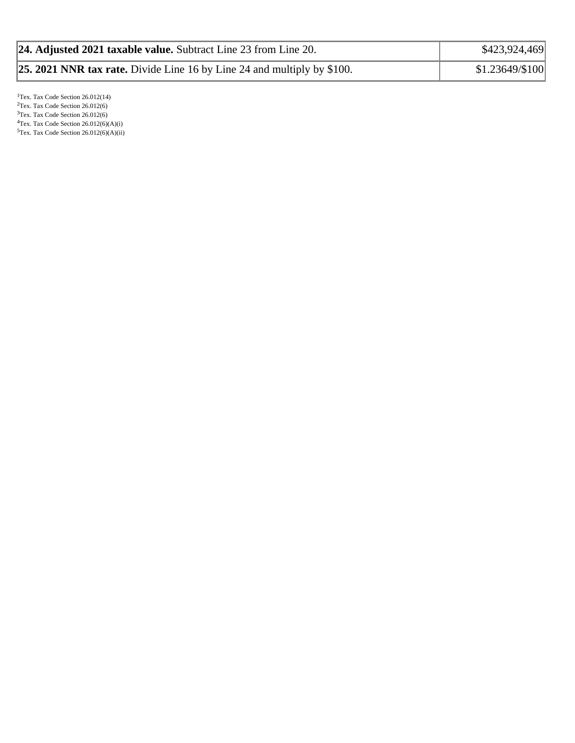| | |
|---|---|
| **24. Adjusted 2021 taxable value.** Subtract Line 23 from Line 20. | $423,924,469 |
| **25. 2021 NNR tax rate.** Divide Line 16 by Line 24 and multiply by $100. | $1.23649/$100 |

[1]Tex. Tax Code Section 26.012(14)
[2]Tex. Tax Code Section 26.012(6)
[3]Tex. Tax Code Section 26.012(6)
[4]Tex. Tax Code Section 26.012(6)(A)(i)
[5]Tex. Tax Code Section 26.012(6)(A)(ii)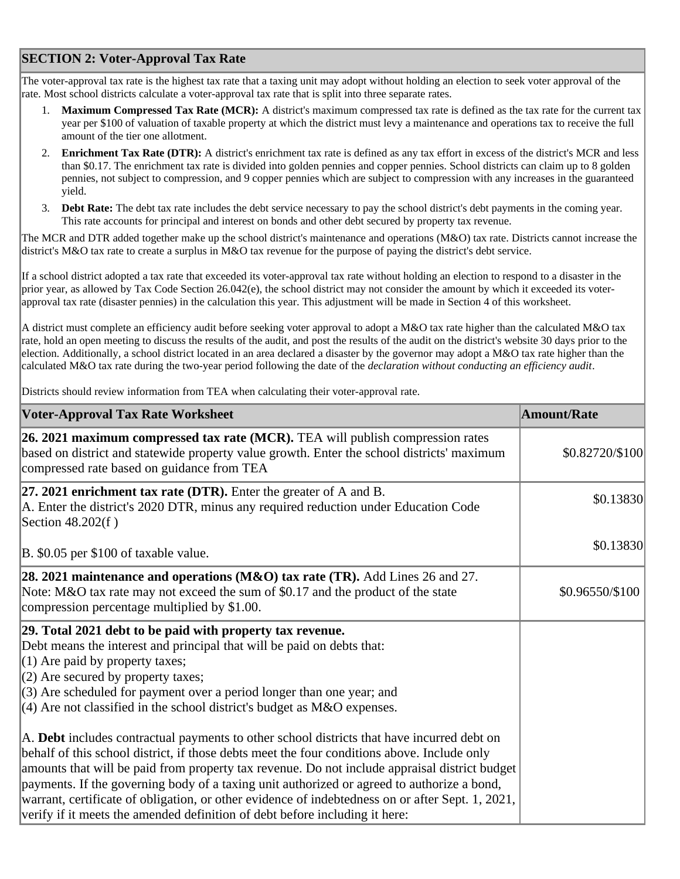## SECTION 2: Voter-Approval Tax Rate

The voter-approval tax rate is the highest tax rate that a taxing unit may adopt without holding an election to seek voter approval of the rate. Most school districts calculate a voter-approval tax rate that is split into three separate rates.

1. **Maximum Compressed Tax Rate (MCR):** A district's maximum compressed tax rate is defined as the tax rate for the current tax year per $100 of valuation of taxable property at which the district must levy a maintenance and operations tax to receive the full amount of the tier one allotment.
2. **Enrichment Tax Rate (DTR):** A district's enrichment tax rate is defined as any tax effort in excess of the district's MCR and less than $0.17. The enrichment tax rate is divided into golden pennies and copper pennies. School districts can claim up to 8 golden pennies, not subject to compression, and 9 copper pennies which are subject to compression with any increases in the guaranteed yield.
3. **Debt Rate:** The debt tax rate includes the debt service necessary to pay the school district's debt payments in the coming year. This rate accounts for principal and interest on bonds and other debt secured by property tax revenue.

The MCR and DTR added together make up the school district's maintenance and operations (M&O) tax rate. Districts cannot increase the district's M&O tax rate to create a surplus in M&O tax revenue for the purpose of paying the district's debt service.

If a school district adopted a tax rate that exceeded its voter-approval tax rate without holding an election to respond to a disaster in the prior year, as allowed by Tax Code Section 26.042(e), the school district may not consider the amount by which it exceeded its voter-approval tax rate (disaster pennies) in the calculation this year. This adjustment will be made in Section 4 of this worksheet.

A district must complete an efficiency audit before seeking voter approval to adopt a M&O tax rate higher than the calculated M&O tax rate, hold an open meeting to discuss the results of the audit, and post the results of the audit on the district's website 30 days prior to the election. Additionally, a school district located in an area declared a disaster by the governor may adopt a M&O tax rate higher than the calculated M&O tax rate during the two-year period following the date of the *declaration without conducting an efficiency audit*.

Districts should review information from TEA when calculating their voter-approval rate.

| Voter-Approval Tax Rate Worksheet | Amount/Rate |
|---|---|
| **26. 2021 maximum compressed tax rate (MCR).** TEA will publish compression rates based on district and statewide property value growth. Enter the school districts' maximum compressed rate based on guidance from TEA | $0.82720/$100 |
| **27. 2021 enrichment tax rate (DTR).** Enter the greater of A and B.<br>A. Enter the district's 2020 DTR, minus any required reduction under Education Code Section 48.202(f ) | $0.13830 |
| B. $0.05 per $100 of taxable value. | $0.13830 |
| **28. 2021 maintenance and operations (M&O) tax rate (TR).** Add Lines 26 and 27. Note: M&O tax rate may not exceed the sum of $0.17 and the product of the state compression percentage multiplied by $1.00. | $0.96550/$100 |
| **29. Total 2021 debt to be paid with property tax revenue.**<br>Debt means the interest and principal that will be paid on debts that:<br>(1) Are paid by property taxes;<br>(2) Are secured by property taxes;<br>(3) Are scheduled for payment over a period longer than one year; and<br>(4) Are not classified in the school district's budget as M&O expenses.<br><br>A. **Debt** includes contractual payments to other school districts that have incurred debt on behalf of this school district, if those debts meet the four conditions above. Include only amounts that will be paid from property tax revenue. Do not include appraisal district budget payments. If the governing body of a taxing unit authorized or agreed to authorize a bond, warrant, certificate of obligation, or other evidence of indebtedness on or after Sept. 1, 2021, verify if it meets the amended definition of debt before including it here: | |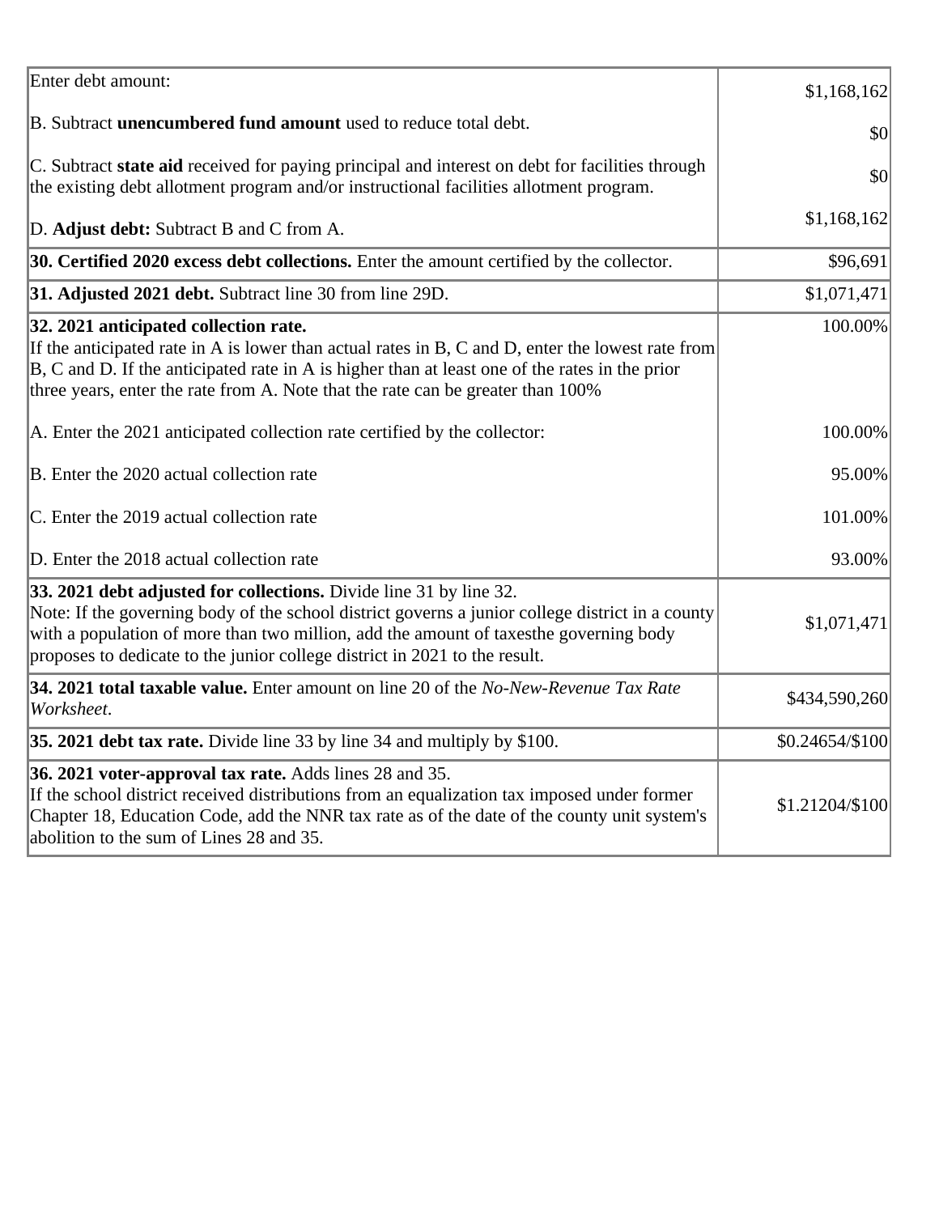| | |
|---|---|
| Enter debt amount: | $1,168,162 |
| B. Subtract **unencumbered fund amount** used to reduce total debt. | $0 |
| C. Subtract **state aid** received for paying principal and interest on debt for facilities through the existing debt allotment program and/or instructional facilities allotment program. | $0 |
| D. **Adjust debt:** Subtract B and C from A. | $1,168,162 |
| **30. Certified 2020 excess debt collections.** Enter the amount certified by the collector. | $96,691 |
| **31. Adjusted 2021 debt.** Subtract line 30 from line 29D. | $1,071,471 |
| **32. 2021 anticipated collection rate.** If the anticipated rate in A is lower than actual rates in B, C and D, enter the lowest rate from B, C and D. If the anticipated rate in A is higher than at least one of the rates in the prior three years, enter the rate from A. Note that the rate can be greater than 100% | 100.00% |
| A. Enter the 2021 anticipated collection rate certified by the collector: | 100.00% |
| B. Enter the 2020 actual collection rate | 95.00% |
| C. Enter the 2019 actual collection rate | 101.00% |
| D. Enter the 2018 actual collection rate | 93.00% |
| **33. 2021 debt adjusted for collections.** Divide line 31 by line 32. Note: If the governing body of the school district governs a junior college district in a county with a population of more than two million, add the amount of taxesthe governing body proposes to dedicate to the junior college district in 2021 to the result. | $1,071,471 |
| **34. 2021 total taxable value.** Enter amount on line 20 of the *No-New-Revenue Tax Rate Worksheet*. | $434,590,260 |
| **35. 2021 debt tax rate.** Divide line 33 by line 34 and multiply by $100. | $0.24654/$100 |
| **36. 2021 voter-approval tax rate.** Adds lines 28 and 35. If the school district received distributions from an equalization tax imposed under former Chapter 18, Education Code, add the NNR tax rate as of the date of the county unit system's abolition to the sum of Lines 28 and 35. | $1.21204/$100 |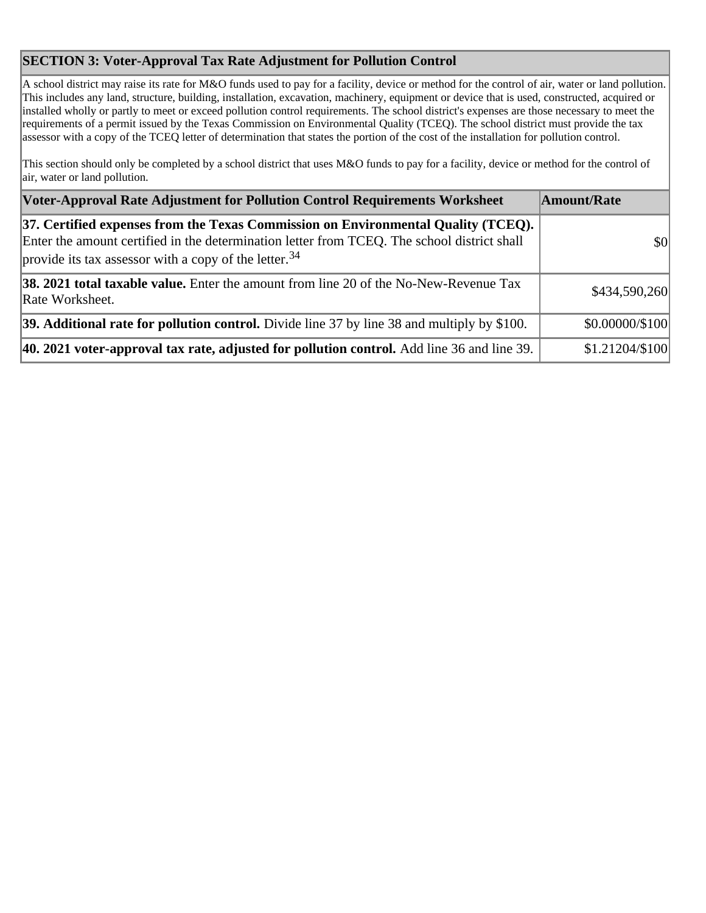## SECTION 3: Voter-Approval Tax Rate Adjustment for Pollution Control

A school district may raise its rate for M&O funds used to pay for a facility, device or method for the control of air, water or land pollution. This includes any land, structure, building, installation, excavation, machinery, equipment or device that is used, constructed, acquired or installed wholly or partly to meet or exceed pollution control requirements. The school district's expenses are those necessary to meet the requirements of a permit issued by the Texas Commission on Environmental Quality (TCEQ). The school district must provide the tax assessor with a copy of the TCEQ letter of determination that states the portion of the cost of the installation for pollution control.

This section should only be completed by a school district that uses M&O funds to pay for a facility, device or method for the control of air, water or land pollution.

| Voter-Approval Rate Adjustment for Pollution Control Requirements Worksheet | Amount/Rate |
|---|---|
| **37. Certified expenses from the Texas Commission on Environmental Quality (TCEQ).** Enter the amount certified in the determination letter from TCEQ. The school district shall provide its tax assessor with a copy of the letter.[34] | $0 |
| **38. 2021 total taxable value.** Enter the amount from line 20 of the No-New-Revenue Tax Rate Worksheet. | $434,590,260 |
| **39. Additional rate for pollution control.** Divide line 37 by line 38 and multiply by $100. | $0.00000/$100 |
| **40. 2021 voter-approval tax rate, adjusted for pollution control.** Add line 36 and line 39. | $1.21204/$100 |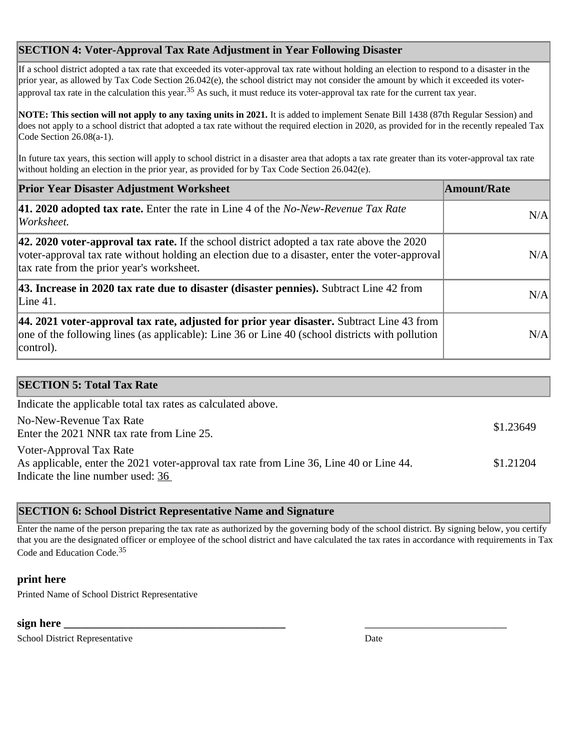## SECTION 4: Voter-Approval Tax Rate Adjustment in Year Following Disaster

If a school district adopted a tax rate that exceeded its voter-approval tax rate without holding an election to respond to a disaster in the prior year, as allowed by Tax Code Section 26.042(e), the school district may not consider the amount by which it exceeded its voter-approval tax rate in the calculation this year.[35] As such, it must reduce its voter-approval tax rate for the current tax year.

**NOTE: This section will not apply to any taxing units in 2021.** It is added to implement Senate Bill 1438 (87th Regular Session) and does not apply to a school district that adopted a tax rate without the required election in 2020, as provided for in the recently repealed Tax Code Section 26.08(a-1).

In future tax years, this section will apply to school district in a disaster area that adopts a tax rate greater than its voter-approval tax rate without holding an election in the prior year, as provided for by Tax Code Section 26.042(e).

| Prior Year Disaster Adjustment Worksheet | Amount/Rate |
|---|---|
| **41. 2020 adopted tax rate.** Enter the rate in Line 4 of the *No-New-Revenue Tax Rate Worksheet.* | N/A |
| **42. 2020 voter-approval tax rate.** If the school district adopted a tax rate above the 2020 voter-approval tax rate without holding an election due to a disaster, enter the voter-approval tax rate from the prior year's worksheet. | N/A |
| **43. Increase in 2020 tax rate due to disaster (disaster pennies).** Subtract Line 42 from Line 41. | N/A |
| **44. 2021 voter-approval tax rate, adjusted for prior year disaster.** Subtract Line 43 from one of the following lines (as applicable): Line 36 or Line 40 (school districts with pollution control). | N/A |

## SECTION 5: Total Tax Rate

Indicate the applicable total tax rates as calculated above.

| | |
|---|---|
| No-New-Revenue Tax Rate<br>Enter the 2021 NNR tax rate from Line 25. | $1.23649 |
| Voter-Approval Tax Rate<br>As applicable, enter the 2021 voter-approval tax rate from Line 36, Line 40 or Line 44.<br>Indicate the line number used: 36 | $1.21204 |

## SECTION 6: School District Representative Name and Signature

Enter the name of the person preparing the tax rate as authorized by the governing body of the school district. By signing below, you certify that you are the designated officer or employee of the school district and have calculated the tax rates in accordance with requirements in Tax Code and Education Code.[35]

**print here**

Printed Name of School District Representative

**sign here** ________________________________________ ___________________________

School District Representative Date